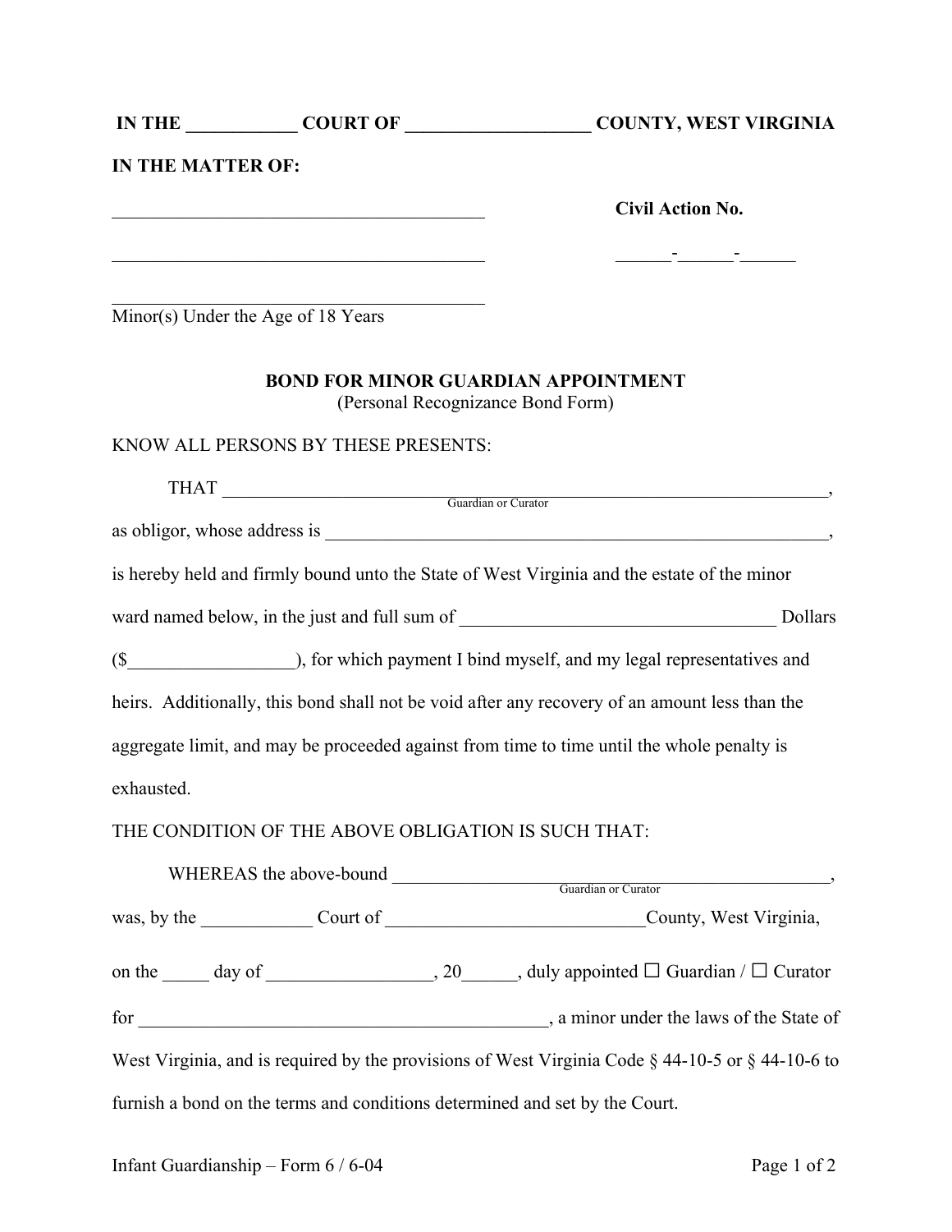**IN THE \_\_\_\_\_\_\_\_\_\_\_ COURT OF \_\_\_\_\_\_\_\_\_\_\_\_\_\_\_\_\_\_\_ COUNTY, WEST VIRGINIA**

**IN THE MATTER OF:**

\_\_\_\_\_\_\_\_\_\_\_\_\_\_\_\_\_\_\_\_\_\_\_\_\_\_\_\_\_\_\_\_\_\_\_\_\_\_\_\_ **Civil Action No.**

\_\_\_\_\_\_\_\_\_\_\_\_\_\_\_\_\_\_\_\_\_\_\_\_\_\_\_\_\_\_\_\_\_\_\_\_\_\_\_\_ \_\_\_\_\_\_-\_\_\_\_\_\_-\_\_\_\_\_\_

\_\_\_\_\_\_\_\_\_\_\_\_\_\_\_\_\_\_\_\_\_\_\_\_\_\_\_\_\_\_\_\_\_\_\_\_\_\_\_\_
Minor(s) Under the Age of 18 Years

**BOND FOR MINOR GUARDIAN APPOINTMENT**
(Personal Recognizance Bond Form)

KNOW ALL PERSONS BY THESE PRESENTS:

THAT \_\_\_\_\_\_\_\_\_\_\_\_\_\_\_\_\_\_\_\_\_\_\_\_\_\_\_\_\_\_\_\_\_\_\_\_\_\_\_\_\_\_\_\_\_\_\_\_\_\_\_\_\_\_\_\_\_\_\_\_\_\_,
Guardian or Curator

as obligor, whose address is \_\_\_\_\_\_\_\_\_\_\_\_\_\_\_\_\_\_\_\_\_\_\_\_\_\_\_\_\_\_\_\_\_\_\_\_\_\_\_\_\_\_\_\_\_\_\_\_\_\_\_\_\_\_\_,
is hereby held and firmly bound unto the State of West Virginia and the estate of the minor ward named below, in the just and full sum of \_\_\_\_\_\_\_\_\_\_\_\_\_\_\_\_\_\_\_\_\_\_\_\_\_\_\_\_\_\_\_\_\_\_\_ Dollars ($\_\_\_\_\_\_\_\_\_\_\_\_\_\_\_\_\_\_), for which payment I bind myself, and my legal representatives and heirs. Additionally, this bond shall not be void after any recovery of an amount less than the aggregate limit, and may be proceeded against from time to time until the whole penalty is exhausted.

THE CONDITION OF THE ABOVE OBLIGATION IS SUCH THAT:

WHEREAS the above-bound \_\_\_\_\_\_\_\_\_\_\_\_\_\_\_\_\_\_\_\_\_\_\_\_\_\_\_\_\_\_\_\_\_\_\_\_\_\_\_\_\_\_\_\_\_\_\_\_\_\_,
Guardian or Curator

was, by the \_\_\_\_\_\_\_\_\_\_\_\_ Court of \_\_\_\_\_\_\_\_\_\_\_\_\_\_\_\_\_\_\_\_\_\_\_\_\_\_\_\_County, West Virginia, on the \_\_\_\_\_ day of \_\_\_\_\_\_\_\_\_\_\_\_\_\_\_\_\_\_, 20\_\_\_\_\_\_, duly appointed ☐ Guardian / ☐ Curator for \_\_\_\_\_\_\_\_\_\_\_\_\_\_\_\_\_\_\_\_\_\_\_\_\_\_\_\_\_\_\_\_\_\_\_\_\_\_\_\_\_\_\_\_\_\_, a minor under the laws of the State of West Virginia, and is required by the provisions of West Virginia Code § 44-10-5 or § 44-10-6 to furnish a bond on the terms and conditions determined and set by the Court.

Infant Guardianship – Form 6 / 6-04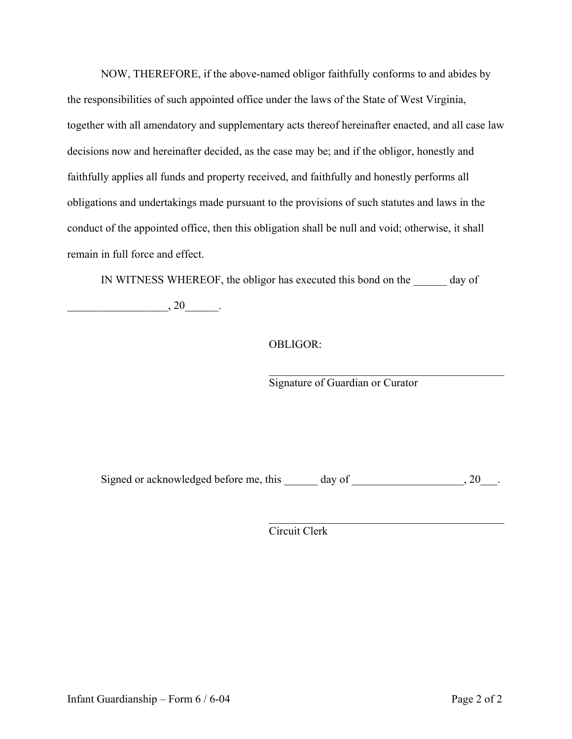NOW, THEREFORE, if the above-named obligor faithfully conforms to and abides by the responsibilities of such appointed office under the laws of the State of West Virginia, together with all amendatory and supplementary acts thereof hereinafter enacted, and all case law decisions now and hereinafter decided, as the case may be; and if the obligor, honestly and faithfully applies all funds and property received, and faithfully and honestly performs all obligations and undertakings made pursuant to the provisions of such statutes and laws in the conduct of the appointed office, then this obligation shall be null and void; otherwise, it shall remain in full force and effect.

IN WITNESS WHEREOF, the obligor has executed this bond on the ______ day of __________________, 20______.

OBLIGOR:

____________________________________________
Signature of Guardian or Curator

Signed or acknowledged before me, this ______ day of ____________________, 20___.

____________________________________________
Circuit Clerk

Infant Guardianship – Form 6 / 6-04